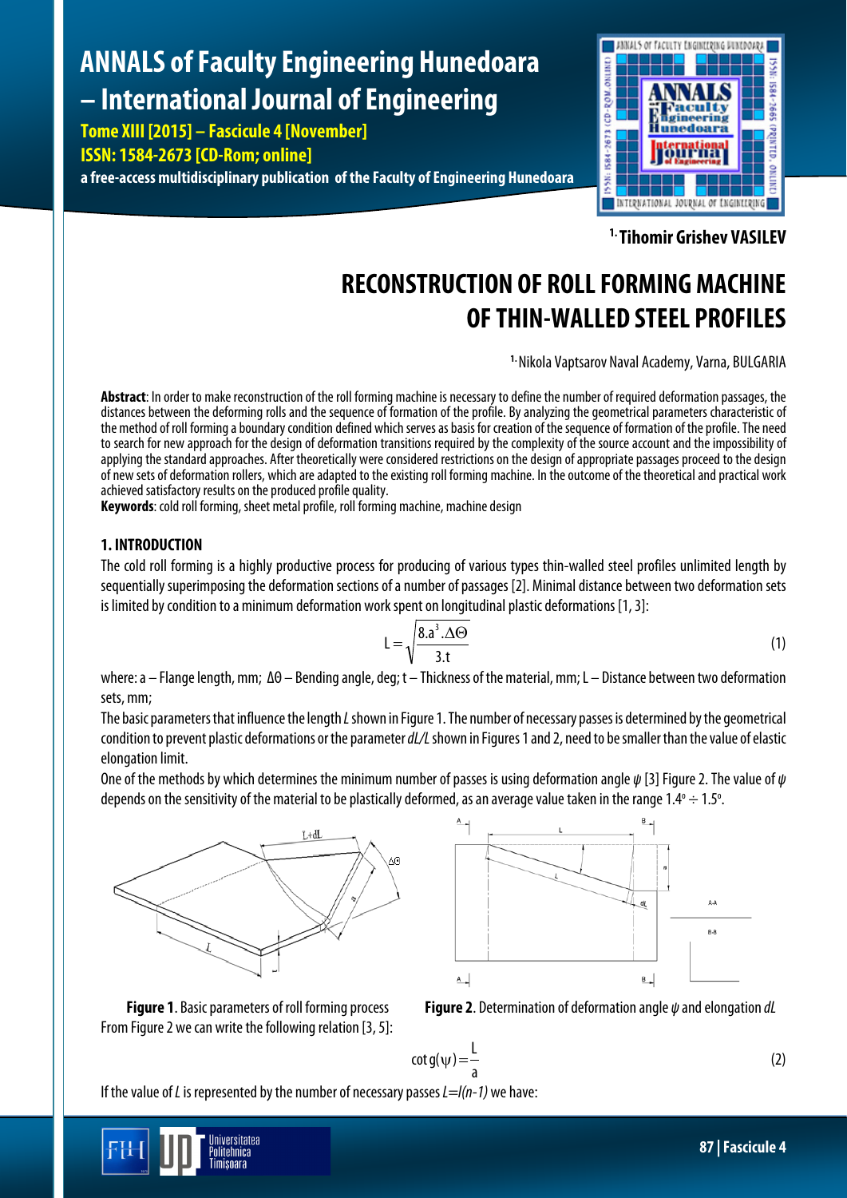[1.] Tihomir Grishev VASILEV

# RECONSTRUCTION OF ROLL FORMING MACHINE OF THIN-WALLED STEEL PROFILES

[1.] Nikola Vaptsarov Naval Academy, Varna, BULGARIA

**Abstract**: In order to make reconstruction of the roll forming machine is necessary to define the number of required deformation passages, the distances between the deforming rolls and the sequence of formation of the profile. By analyzing the geometrical parameters characteristic of the method of roll forming a boundary condition defined which serves as basis for creation of the sequence of formation of the profile. The need to search for new approach for the design of deformation transitions required by the complexity of the source account and the impossibility of applying the standard approaches. After theoretically were considered restrictions on the design of appropriate passages proceed to the design of new sets of deformation rollers, which are adapted to the existing roll forming machine. In the outcome of the theoretical and practical work achieved satisfactory results on the produced profile quality.
**Keywords**: cold roll forming, sheet metal profile, roll forming machine, machine design

## 1. INTRODUCTION

The cold roll forming is a highly productive process for producing of various types thin-walled steel profiles unlimited length by sequentially superimposing the deformation sections of a number of passages [2]. Minimal distance between two deformation sets is limited by condition to a minimum deformation work spent on longitudinal plastic deformations [1, 3]:

$$L = \sqrt{\frac{8.a^3.\Delta\Theta}{3.t}} \tag{1}$$

where: a – Flange length, mm; $\Delta\Theta$ – Bending angle, deg; t – Thickness of the material, mm; L – Distance between two deformation sets, mm;

The basic parameters that influence the length *L* shown in Figure 1. The number of necessary passes is determined by the geometrical condition to prevent plastic deformations or the parameter *dL/L* shown in Figures 1 and 2, need to be smaller than the value of elastic elongation limit.

One of the methods by which determines the minimum number of passes is using deformation angle $\psi$ [3] Figure 2. The value of $\psi$ depends on the sensitivity of the material to be plastically deformed, as an average value taken in the range $1.4^{\circ} \div 1.5^{\circ}$.

**Figure 1**. Basic parameters of roll forming process

**Figure 2**. Determination of deformation angle $\psi$ and elongation *dL*

From Figure 2 we can write the following relation [3, 5]:

$$\cot g(\psi) = \frac{L}{a} \tag{2}$$

If the value of *L* is represented by the number of necessary passes *L=l(n-1)* we have: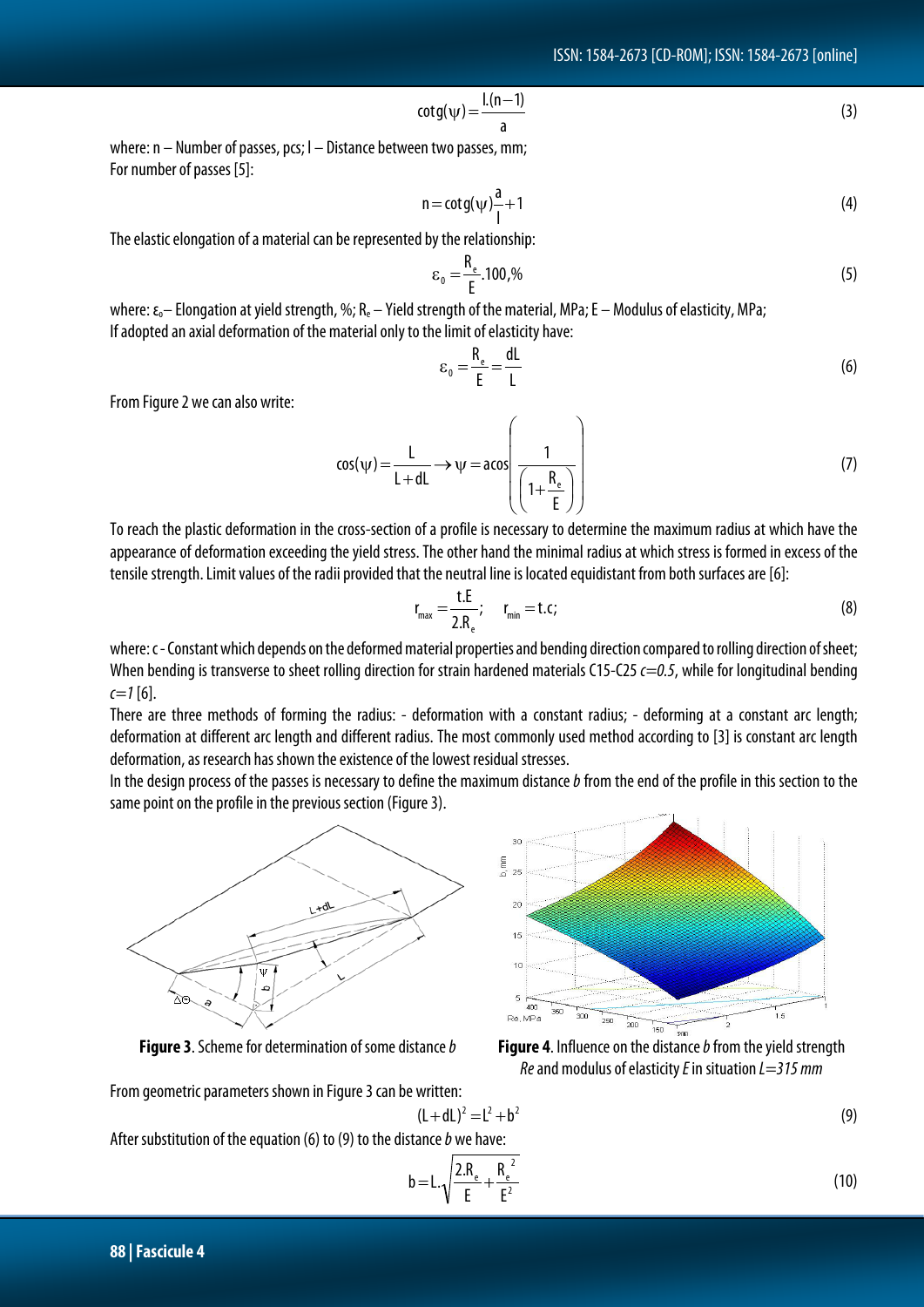$$\cot g(\psi)=\frac{l.(n-1)}{a} \tag{3}$$

where: n – Number of passes, pcs; l – Distance between two passes, mm;
For number of passes [5]:

$$n=\cot g(\psi)\frac{a}{l}+1 \tag{4}$$

The elastic elongation of a material can be represented by the relationship:

$$\varepsilon_0=\frac{R_e}{E}.100,\% \tag{5}$$

where: $\varepsilon_0$ – Elongation at yield strength, %; $R_e$ – Yield strength of the material, MPa; E – Modulus of elasticity, MPa;
If adopted an axial deformation of the material only to the limit of elasticity have:

$$\varepsilon_0=\frac{R_e}{E}=\frac{dL}{L} \tag{6}$$

From Figure 2 we can also write:

$$\cos(\psi)=\frac{L}{L+dL}\rightarrow\psi=a\cos\left(\frac{1}{\left(1+\frac{R_e}{E}\right)}\right) \tag{7}$$

To reach the plastic deformation in the cross-section of a profile is necessary to determine the maximum radius at which have the appearance of deformation exceeding the yield stress. The other hand the minimal radius at which stress is formed in excess of the tensile strength. Limit values of the radii provided that the neutral line is located equidistant from both surfaces are [6]:

$$r_{max}=\frac{t.E}{2.R_e};\quad r_{min}=t.c; \tag{8}$$

where: c - Constant which depends on the deformed material properties and bending direction compared to rolling direction of sheet; When bending is transverse to sheet rolling direction for strain hardened materials C15-C25 *c=0.5*, while for longitudinal bending *c=1* [6].

There are three methods of forming the radius: - deformation with a constant radius; - deforming at a constant arc length; deformation at different arc length and different radius. The most commonly used method according to [3] is constant arc length deformation, as research has shown the existence of the lowest residual stresses.

In the design process of the passes is necessary to define the maximum distance *b* from the end of the profile in this section to the same point on the profile in the previous section (Figure 3).

**Figure 3**. Scheme for determination of some distance *b*

**Figure 4**. Influence on the distance *b* from the yield strength *Re* and modulus of elasticity *E* in situation *L=315 mm*

From geometric parameters shown in Figure 3 can be written:

$$(L+dL)^2=L^2+b^2 \tag{9}$$

After substitution of the equation (6) to (9) to the distance *b* we have:

$$b=L.\sqrt{\frac{2.R_e}{E}+\frac{R_e^{\,2}}{E^2}} \tag{10}$$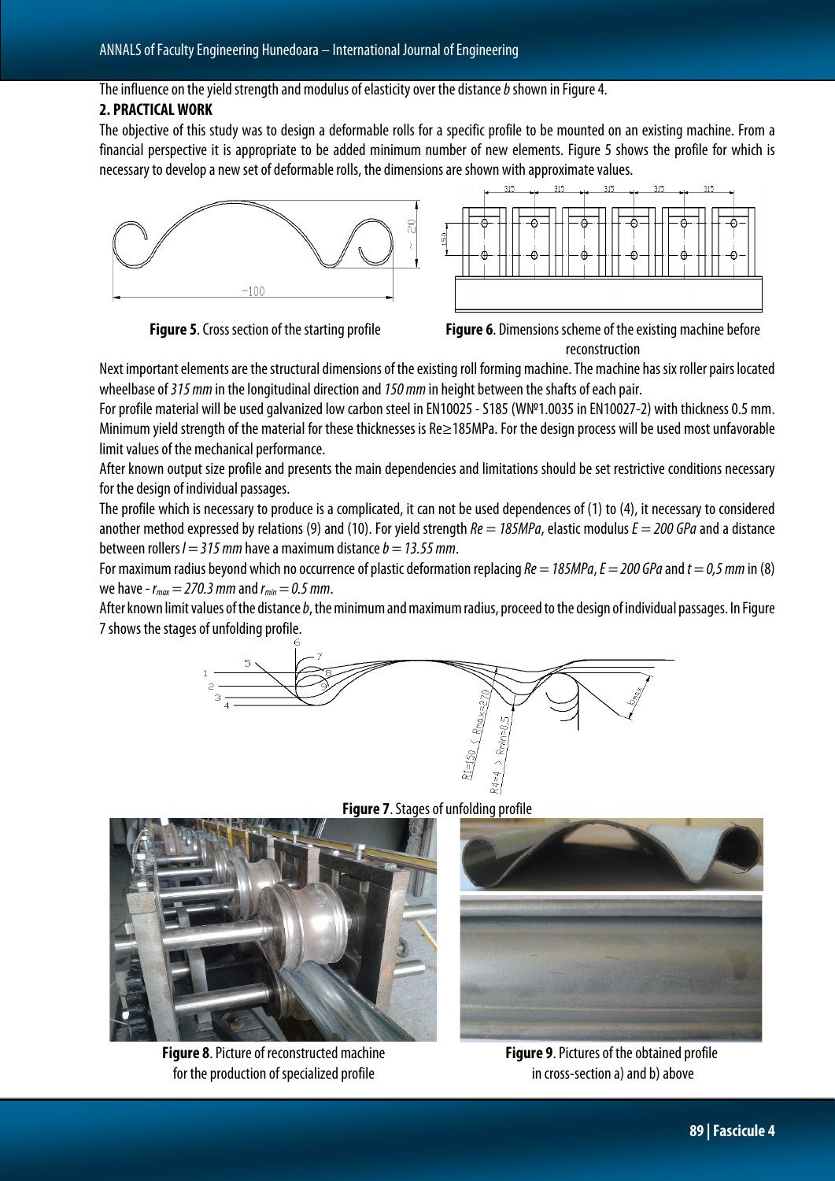The influence on the yield strength and modulus of elasticity over the distance *b* shown in Figure 4.

## 2. PRACTICAL WORK

The objective of this study was to design a deformable rolls for a specific profile to be mounted on an existing machine. From a financial perspective it is appropriate to be added minimum number of new elements. Figure 5 shows the profile for which is necessary to develop a new set of deformable rolls, the dimensions are shown with approximate values.

**Figure 5**. Cross section of the starting profile

**Figure 6**. Dimensions scheme of the existing machine before reconstruction

Next important elements are the structural dimensions of the existing roll forming machine. The machine has six roller pairs located wheelbase of *315 mm* in the longitudinal direction and *150 mm* in height between the shafts of each pair.

For profile material will be used galvanized low carbon steel in EN10025 - S185 (WN№1.0035 in EN10027-2) with thickness 0.5 mm. Minimum yield strength of the material for these thicknesses is Re≥185MPa. For the design process will be used most unfavorable limit values of the mechanical performance.

After known output size profile and presents the main dependencies and limitations should be set restrictive conditions necessary for the design of individual passages.

The profile which is necessary to produce is a complicated, it can not be used dependences of (1) to (4), it necessary to considered another method expressed by relations (9) and (10). For yield strength $Re = 185MPa$, elastic modulus $E = 200\ GPa$ and a distance between rollers $l = 315\ mm$ have a maximum distance $b = 13.55\ mm$.

For maximum radius beyond which no occurrence of plastic deformation replacing $Re = 185MPa$, $E = 200\ GPa$ and $t = 0{,}5\ mm$ in (8) we have - $r_{max} = 270.3\ mm$ and $r_{min} = 0.5\ mm$.

After known limit values of the distance *b*, the minimum and maximum radius, proceed to the design of individual passages. In Figure 7 shows the stages of unfolding profile.

**Figure 7**. Stages of unfolding profile

**Figure 8**. Picture of reconstructed machine for the production of specialized profile

**Figure 9**. Pictures of the obtained profile in cross-section a) and b) above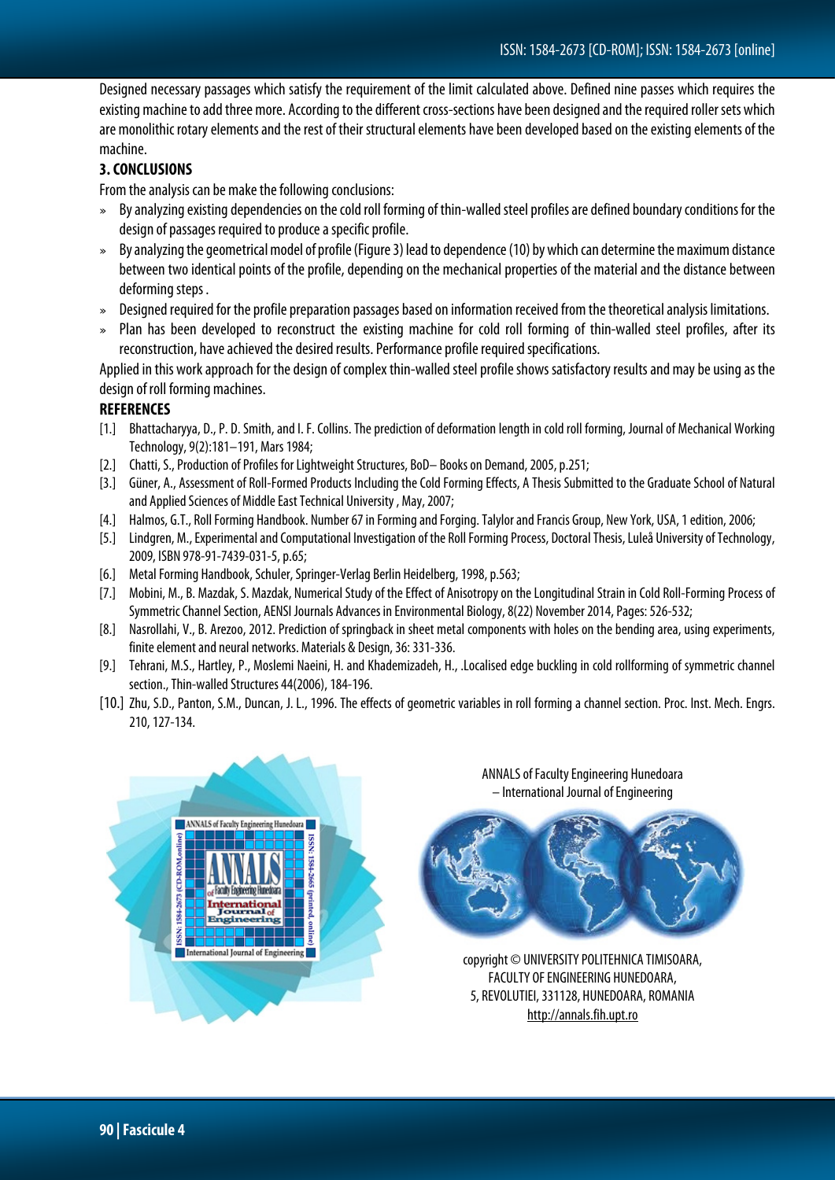Designed necessary passages which satisfy the requirement of the limit calculated above. Defined nine passes which requires the existing machine to add three more. According to the different cross-sections have been designed and the required roller sets which are monolithic rotary elements and the rest of their structural elements have been developed based on the existing elements of the machine.

## 3. CONCLUSIONS

From the analysis can be make the following conclusions:

- By analyzing existing dependencies on the cold roll forming of thin-walled steel profiles are defined boundary conditions for the design of passages required to produce a specific profile.
- By analyzing the geometrical model of profile (Figure 3) lead to dependence (10) by which can determine the maximum distance between two identical points of the profile, depending on the mechanical properties of the material and the distance between deforming steps .
- Designed required for the profile preparation passages based on information received from the theoretical analysis limitations.
- Plan has been developed to reconstruct the existing machine for cold roll forming of thin-walled steel profiles, after its reconstruction, have achieved the desired results. Performance profile required specifications.

Applied in this work approach for the design of complex thin-walled steel profile shows satisfactory results and may be using as the design of roll forming machines.

## REFERENCES

[1.] Bhattacharyya, D., P. D. Smith, and I. F. Collins. The prediction of deformation length in cold roll forming, Journal of Mechanical Working Technology, 9(2):181–191, Mars 1984;

[2.] Chatti, S., Production of Profiles for Lightweight Structures, BoD– Books on Demand, 2005, p.251;

[3.] Güner, A., Assessment of Roll-Formed Products Including the Cold Forming Effects, A Thesis Submitted to the Graduate School of Natural and Applied Sciences of Middle East Technical University , May, 2007;

[4.] Halmos, G.T., Roll Forming Handbook. Number 67 in Forming and Forging. Talylor and Francis Group, New York, USA, 1 edition, 2006;

[5.] Lindgren, M., Experimental and Computational Investigation of the Roll Forming Process, Doctoral Thesis, Luleå University of Technology, 2009, ISBN 978-91-7439-031-5, p.65;

[6.] Metal Forming Handbook, Schuler, Springer-Verlag Berlin Heidelberg, 1998, p.563;

[7.] Mobini, M., B. Mazdak, S. Mazdak, Numerical Study of the Effect of Anisotropy on the Longitudinal Strain in Cold Roll-Forming Process of Symmetric Channel Section, AENSI Journals Advances in Environmental Biology, 8(22) November 2014, Pages: 526-532;

[8.] Nasrollahi, V., B. Arezoo, 2012. Prediction of springback in sheet metal components with holes on the bending area, using experiments, finite element and neural networks. Materials & Design, 36: 331-336.

[9.] Tehrani, M.S., Hartley, P., Moslemi Naeini, H. and Khademizadeh, H., .Localised edge buckling in cold rollforming of symmetric channel section., Thin-walled Structures 44(2006), 184-196.

[10.] Zhu, S.D., Panton, S.M., Duncan, J. L., 1996. The effects of geometric variables in roll forming a channel section. Proc. Inst. Mech. Engrs. 210, 127-134.

ANNALS of Faculty Engineering Hunedoara – International Journal of Engineering

copyright © UNIVERSITY POLITEHNICA TIMISOARA, FACULTY OF ENGINEERING HUNEDOARA, 5, REVOLUTIEI, 331128, HUNEDOARA, ROMANIA http://annals.fih.upt.ro